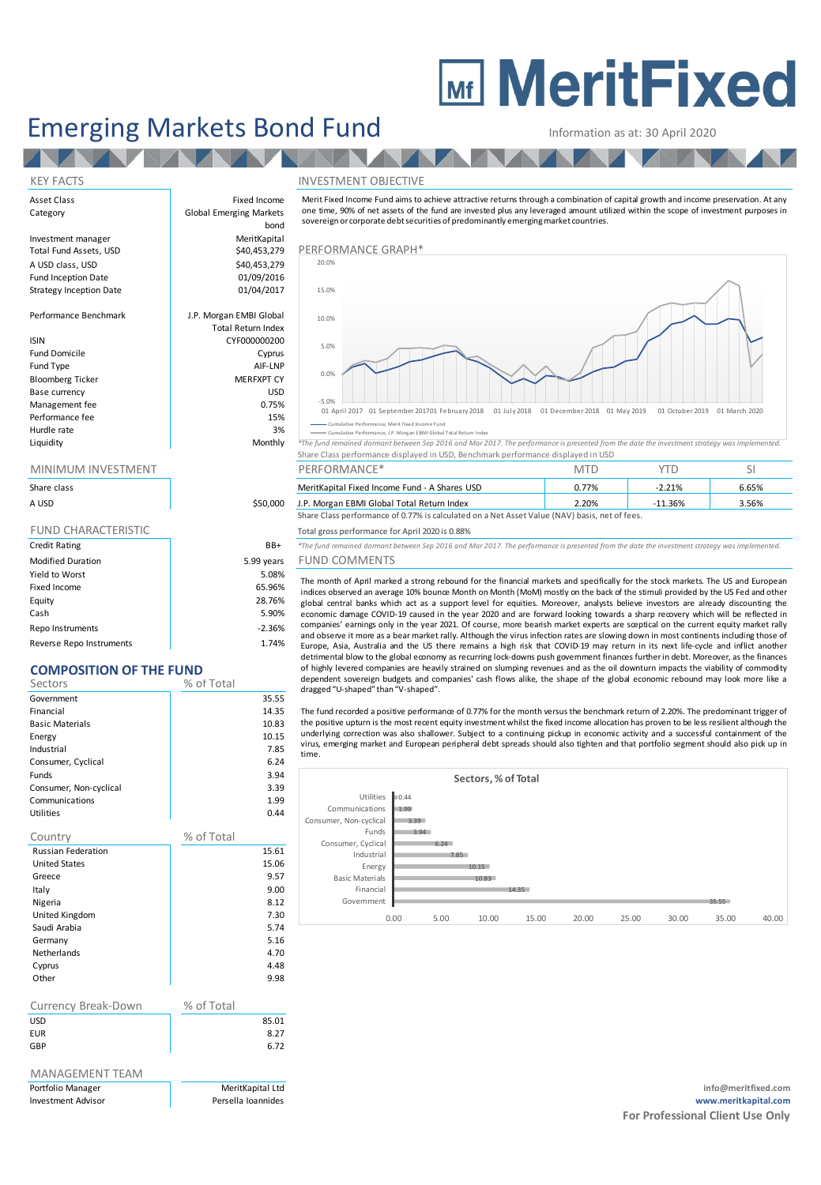# MeritFixed

# Emerging Markets Bond Fund

Information as at: 30 April 2020

## KEY FACTS

| | |
|---|---|
| Asset Class | Fixed Income |
| Category | Global Emerging Markets bond |
| Investment manager | MeritKapital |
| Total Fund Assets, USD | $40,453,279 |
| A USD class, USD | $40,453,279 |
| Fund Inception Date | 01/09/2016 |
| Strategy Inception Date | 01/04/2017 |
| Performance Benchmark | J.P. Morgan EMBI Global Total Return Index |
| ISIN | CYF000000200 |
| Fund Domicile | Cyprus |
| Fund Type | AIF-LNP |
| Bloomberg Ticker | MERFXPT CY |
| Base currency | USD |
| Management fee | 0.75% |
| Performance fee | 15% |
| Hurdle rate | 3% |
| Liquidity | Monthly |

## MINIMUM INVESTMENT

| Share class | |
|---|---|
| A USD | $50,000 |

## FUND CHARACTERISTIC

| | |
|---|---|
| Credit Rating | BB+ |
| Modified Duration | 5.99 years |
| Yield to Worst | 5.08% |
| Fixed Income | 65.96% |
| Equity | 28.76% |
| Cash | 5.90% |
| Repo Instruments | -2.36% |
| Reverse Repo Instruments | 1.74% |

## COMPOSITION OF THE FUND

| Sectors | % of Total |
|---|---|
| Government | 35.55 |
| Financial | 14.35 |
| Basic Materials | 10.83 |
| Energy | 10.15 |
| Industrial | 7.85 |
| Consumer, Cyclical | 6.24 |
| Funds | 3.94 |
| Consumer, Non-cyclical | 3.39 |
| Communications | 1.99 |
| Utilities | 0.44 |

| Country | % of Total |
|---|---|
| Russian Federation | 15.61 |
| United States | 15.06 |
| Greece | 9.57 |
| Italy | 9.00 |
| Nigeria | 8.12 |
| United Kingdom | 7.30 |
| Saudi Arabia | 5.74 |
| Germany | 5.16 |
| Netherlands | 4.70 |
| Cyprus | 4.48 |
| Other | 9.98 |

| Currency Break-Down | % of Total |
|---|---|
| USD | 85.01 |
| EUR | 8.27 |
| GBP | 6.72 |

## MANAGEMENT TEAM

| | |
|---|---|
| Portfolio Manager | MeritKapital Ltd |
| Investment Advisor | Persella Ioannides |

## INVESTMENT OBJECTIVE

Merit Fixed Income Fund aims to achieve attractive returns through a combination of capital growth and income preservation. At any one time, 90% of net assets of the fund are invested plus any leveraged amount utilized within the scope of investment purposes in sovereign or corporate debt securities of predominantly emerging market countries.

## PERFORMANCE GRAPH*

Cumulative Performance, Merit Fixed Income Fund
Cumulative Performance, J.P. Morgan EMBI Global Total Return Index

*The fund remained dormant between Sep 2016 and Mar 2017. The performance is presented from the date the investment strategy was implemented.

Share Class performance displayed in USD, Benchmark performance displayed in USD

| PERFORMANCE* | MTD | YTD | SI |
|---|---|---|---|
| MeritKapital Fixed Income Fund - A Shares USD | 0.77% | -2.21% | 6.65% |
| J.P. Morgan EMBI Global Total Return Index | 2.20% | -11.36% | 3.56% |

Share Class performance of 0.77% is calculated on a Net Asset Value (NAV) basis, net of fees.

Total gross performance for April 2020 is 0.88%

*The fund remained dormant between Sep 2016 and Mar 2017. The performance is presented from the date the investment strategy was implemented.

## FUND COMMENTS

The month of April marked a strong rebound for the financial markets and specifically for the stock markets. The US and European indices observed an average 10% bounce Month on Month (MoM) mostly on the back of the stimuli provided by the US Fed and other global central banks which act as a support level for equities. Moreover, analysts believe investors are already discounting the economic damage COVID-19 caused in the year 2020 and are forward looking towards a sharp recovery which will be reflected in companies' earnings only in the year 2021. Of course, more bearish market experts are sceptical on the current equity market rally and observe it more as a bear market rally. Although the virus infection rates are slowing down in most continents including those of Europe, Asia, Australia and the US there remains a high risk that COVID-19 may return in its next life-cycle and inflict another detrimental blow to the global economy as recurring lock-downs push government finances further in debt. Moreover, as the finances of highly levered companies are heavily strained on slumping revenues and as the oil downturn impacts the viability of commodity dependent sovereign budgets and companies' cash flows alike, the shape of the global economic rebound may look more like a dragged "U-shaped" than "V-shaped".

The fund recorded a positive performance of 0.77% for the month versus the benchmark return of 2.20%. The predominant trigger of the positive upturn is the most recent equity investment whilst the fixed income allocation has proven to be less resilient although the underlying correction was also shallower. Subject to a continuing pickup in economic activity and a successful containment of the virus, emerging market and European peripheral debt spreads should also tighten and that portfolio segment should also pick up in time.

**Sectors, % of Total**

| Sector | % of Total |
|---|---|
| Utilities | 0.44 |
| Communications | 1.99 |
| Consumer, Non-cyclical | 3.39 |
| Funds | 3.94 |
| Consumer, Cyclical | 6.24 |
| Industrial | 7.85 |
| Energy | 10.15 |
| Basic Materials | 10.83 |
| Financial | 14.35 |
| Government | 35.55 |

info@meritfixed.com
www.meritkapital.com
**For Professional Client Use Only**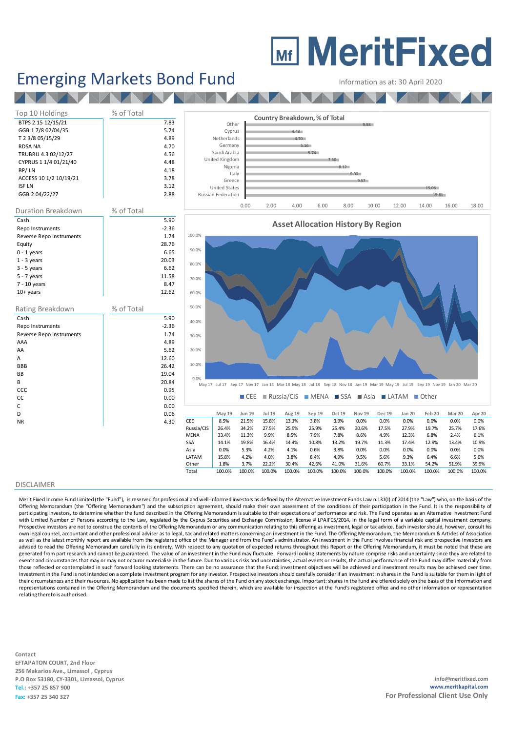# MeritFixed

# Emerging Markets Bond Fund

Information as at: 30 April 2020

| Top 10 Holdings | % of Total |
|---|---|
| BTPS 2.15 12/15/21 | 7.83 |
| GGB 1 7/8 02/04/35 | 5.74 |
| T 2 3/8 05/15/29 | 4.89 |
| RDSA NA | 4.70 |
| TRUBRU 4.3 02/12/27 | 4.56 |
| CYPRUS 1 1/4 01/21/40 | 4.48 |
| BP/ LN | 4.18 |
| ACCESS 10 1/2 10/19/21 | 3.78 |
| ISF LN | 3.12 |
| GGB 2 04/22/27 | 2.88 |

| Duration Breakdown | % of Total |
|---|---|
| Cash | 5.90 |
| Repo Instruments | -2.36 |
| Reverse Repo Instruments | 1.74 |
| Equity | 28.76 |
| 0 - 1 years | 6.65 |
| 1 - 3 years | 20.03 |
| 3 - 5 years | 6.62 |
| 5 - 7 years | 11.58 |
| 7 - 10 years | 8.47 |
| 10+ years | 12.62 |

| Rating Breakdown | % of Total |
|---|---|
| Cash | 5.90 |
| Repo Instruments | -2.36 |
| Reverse Repo Instruments | 1.74 |
| AAA | 4.89 |
| AA | 5.62 |
| A | 12.60 |
| BBB | 26.42 |
| BB | 19.04 |
| B | 20.84 |
| CCC | 0.95 |
| CC | 0.00 |
| C | 0.00 |
| D | 0.06 |
| NR | 4.30 |

**Country Breakdown, % of Total**

Other 9.98
Cyprus 4.48
Netherlands 4.70
Germany 5.16
Saudi Arabia 5.74
United Kingdom 7.30
Nigeria 8.12
Italy 9.00
Greece 9.57
United States 15.06
Russian Federation 15.61

0.00 2.00 4.00 6.00 8.00 10.00 12.00 14.00 16.00 18.00

**Asset Allocation History By Region**

100.0% 90.0% 80.0% 70.0% 60.0% 50.0% 40.0% 30.0% 20.0% 10.0% 0.0%

May 17 Jul 17 Sep 17 Nov 17 Jan 18 Mar 18 May 18 Jul 18 Sep 18 Nov 18 Jan 19 Mar 19 May 19 Jul 19 Sep 19 Nov 19 Jan 20 Mar 20

CEE Russia/CIS MENA SSA Asia LATAM Other

| | May 19 | Jun 19 | Jul 19 | Aug 19 | Sep 19 | Oct 19 | Nov 19 | Dec 19 | Jan 20 | Feb 20 | Mar 20 | Apr 20 |
|---|---|---|---|---|---|---|---|---|---|---|---|---|
| CEE | 8.5% | 21.5% | 15.8% | 13.1% | 3.8% | 3.9% | 0.0% | 0.0% | 0.0% | 0.0% | 0.0% | 0.0% |
| Russia/CIS | 26.4% | 34.2% | 27.5% | 25.9% | 25.9% | 25.4% | 30.6% | 17.5% | 27.9% | 19.7% | 25.7% | 17.6% |
| MENA | 33.4% | 11.3% | 9.9% | 8.5% | 7.9% | 7.8% | 8.6% | 4.9% | 12.3% | 6.8% | 2.4% | 6.1% |
| SSA | 14.1% | 19.8% | 16.4% | 14.4% | 10.8% | 13.2% | 19.7% | 11.3% | 17.4% | 12.9% | 13.4% | 10.9% |
| Asia | 0.0% | 5.3% | 4.2% | 4.1% | 0.6% | 3.8% | 0.0% | 0.0% | 0.0% | 0.0% | 0.0% | 0.0% |
| LATAM | 15.8% | 4.2% | 4.0% | 3.8% | 8.4% | 4.9% | 9.5% | 5.6% | 9.3% | 6.4% | 6.6% | 5.6% |
| Other | 1.8% | 3.7% | 22.2% | 30.4% | 42.6% | 41.0% | 31.6% | 60.7% | 33.1% | 54.2% | 51.9% | 59.9% |
| Total | 100.0% | 100.0% | 100.0% | 100.0% | 100.0% | 100.0% | 100.0% | 100.0% | 100.0% | 100.0% | 100.0% | 100.0% |

## DISCLAIMER

Merit Fixed Income Fund Limited (the "Fund"), is reserved for professional and well-informed investors as defined by the Alternative Investment Funds Law n.131(I) of 2014 (the "Law") who, on the basis of the Offering Memorandum (the "Offering Memorandum") and the subscription agreement, should make their own assessment of the conditions of their participation in the Fund. It is the responsibility of participating investors, to determine whether the fund described in the Offering Memorandum is suitable to their expectations of performance and risk. The Fund operates as an Alternative Investment Fund with Limited Number of Persons according to the Law, regulated by the Cyprus Securities and Exchange Commission, license # LPAIF05/2014, in the legal form of a variable capital investment company. Prospective investors are not to construe the contents of the Offering Memorandum or any communication relating to this offering as investment, legal or tax advice. Each investor should, however, consult his own legal counsel, accountant and other professional adviser as to legal, tax and related matters concerning an investment in the Fund. The Offering Memorandum, the Memorandum & Artides of Association as well as the latest monthly report are available from the registered office of the Manager and from the Fund's administrator. An investment in the Fund involves financial risk and prospective investors are advised to read the Offering Memorandum carefully in its entirety. With respect to any quotation of expected returns throughout this Report or the Offering Memorandum, it must be noted that these are generated from part research and cannot be guaranteed. The value of an investment in the Fund may fluctuate. Forward looking statements by nature comprise risks and uncertainty since they are related to events and circumstances that may or may not occurr materialise in the future. Due to various risks and uncertainties, actual events or results, the actual performance of the Fund may differ materially from those reflected or contemplated in such forward looking statements. There can be no assurance that the Fund; investment objectives will be achieved and investment results may be achieved over time. Investment in the Fund is not intended on a complete investment program for any investor. Prospective investors should carefully consider if an investment in shares in the Fund is suitable for them in light of their circumstances and their resources. No application has been made to list the shares of the Fund on any stock exchange. Important: shares in the fund are offered solely on the basis of the information and representations contained in the Offering Memorandum and the documents specified therein, which are available for inspection at the Fund's registered office and no other information or representation relating thereto is authorised.

**Contact**
**EFTAPATON COURT, 2nd Floor**
**256 Makarios Ave., Limassol , Cyprus**
**P.O Box 53180, CY-3301, Limassol, Cyprus**
**Tel.: +357 25 857 900**
**Fax: +357 25 340 327**

**info@meritfixed.com**
**www.meritkapital.com**
**For Professional Client Use Only**